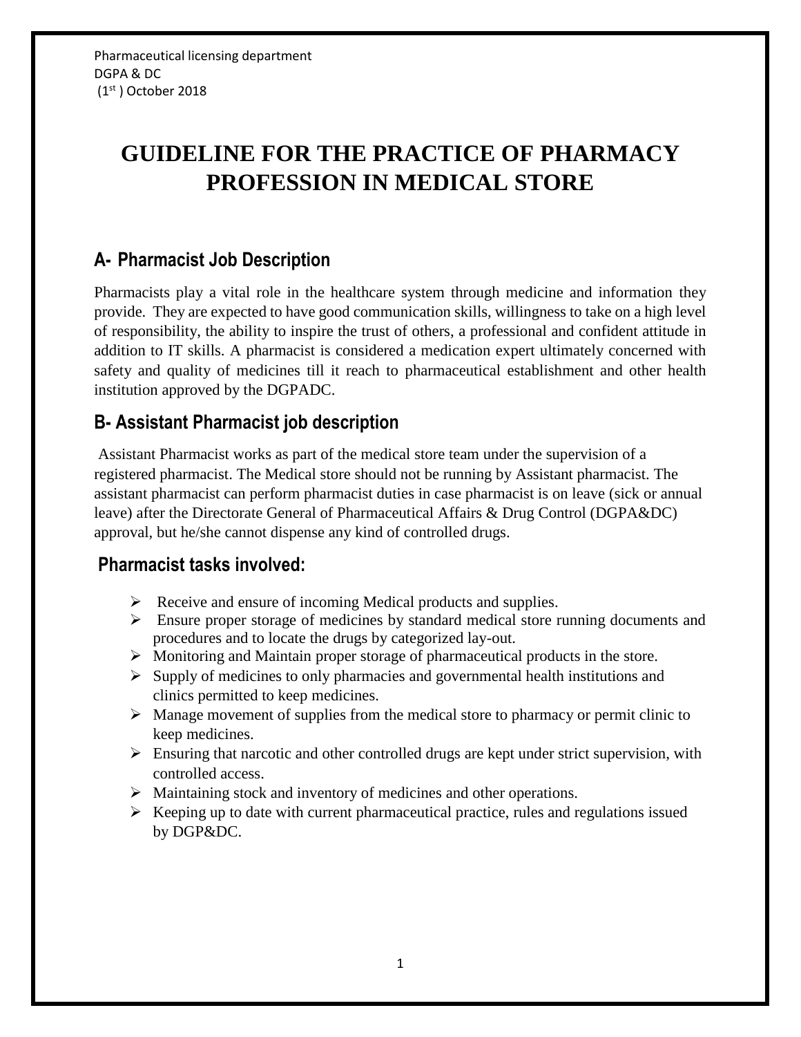Pharmaceutical licensing department
DGPA & DC
(1st ) October 2018

# GUIDELINE FOR THE PRACTICE OF PHARMACY PROFESSION IN MEDICAL STORE

## A- Pharmacist Job Description

Pharmacists play a vital role in the healthcare system through medicine and information they provide. They are expected to have good communication skills, willingness to take on a high level of responsibility, the ability to inspire the trust of others, a professional and confident attitude in addition to IT skills. A pharmacist is considered a medication expert ultimately concerned with safety and quality of medicines till it reach to pharmaceutical establishment and other health institution approved by the DGPADC.

## B- Assistant Pharmacist job description

Assistant Pharmacist works as part of the medical store team under the supervision of a registered pharmacist. The Medical store should not be running by Assistant pharmacist. The assistant pharmacist can perform pharmacist duties in case pharmacist is on leave (sick or annual leave) after the Directorate General of Pharmaceutical Affairs & Drug Control (DGPA&DC) approval, but he/she cannot dispense any kind of controlled drugs.

## Pharmacist tasks involved:

- Receive and ensure of incoming Medical products and supplies.
- Ensure proper storage of medicines by standard medical store running documents and procedures and to locate the drugs by categorized lay-out.
- Monitoring and Maintain proper storage of pharmaceutical products in the store.
- Supply of medicines to only pharmacies and governmental health institutions and clinics permitted to keep medicines.
- Manage movement of supplies from the medical store to pharmacy or permit clinic to keep medicines.
- Ensuring that narcotic and other controlled drugs are kept under strict supervision, with controlled access.
- Maintaining stock and inventory of medicines and other operations.
- Keeping up to date with current pharmaceutical practice, rules and regulations issued by DGP&DC.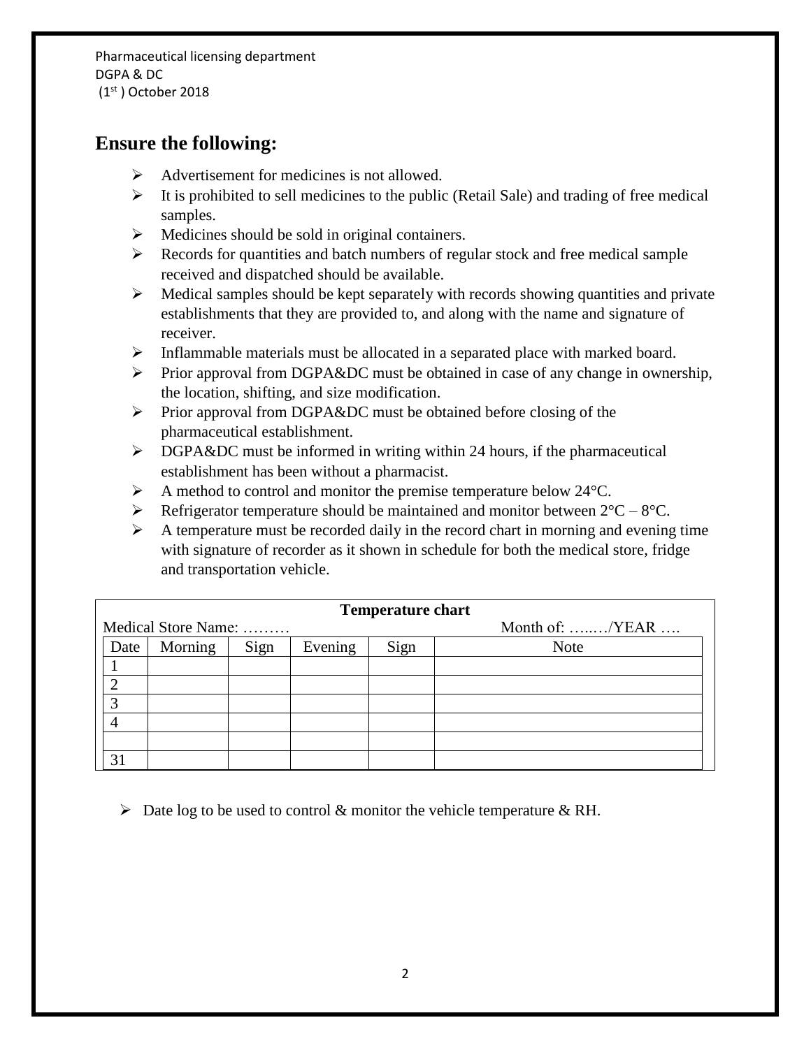## Ensure the following:

- Advertisement for medicines is not allowed.
- It is prohibited to sell medicines to the public (Retail Sale) and trading of free medical samples.
- Medicines should be sold in original containers.
- Records for quantities and batch numbers of regular stock and free medical sample received and dispatched should be available.
- Medical samples should be kept separately with records showing quantities and private establishments that they are provided to, and along with the name and signature of receiver.
- Inflammable materials must be allocated in a separated place with marked board.
- Prior approval from DGPA&DC must be obtained in case of any change in ownership, the location, shifting, and size modification.
- Prior approval from DGPA&DC must be obtained before closing of the pharmaceutical establishment.
- DGPA&DC must be informed in writing within 24 hours, if the pharmaceutical establishment has been without a pharmacist.
- A method to control and monitor the premise temperature below 24°C.
- Refrigerator temperature should be maintained and monitor between 2°C – 8°C.
- A temperature must be recorded daily in the record chart in morning and evening time with signature of recorder as it shown in schedule for both the medical store, fridge and transportation vehicle.

**Temperature chart**

Medical Store Name: ………                Month of: …..…/YEAR ….

| Date | Morning | Sign | Evening | Sign | Note |
|---|---|---|---|---|---|
| 1 | | | | | |
| 2 | | | | | |
| 3 | | | | | |
| 4 | | | | | |
| | | | | | |
| 31 | | | | | |

- Date log to be used to control & monitor the vehicle temperature & RH.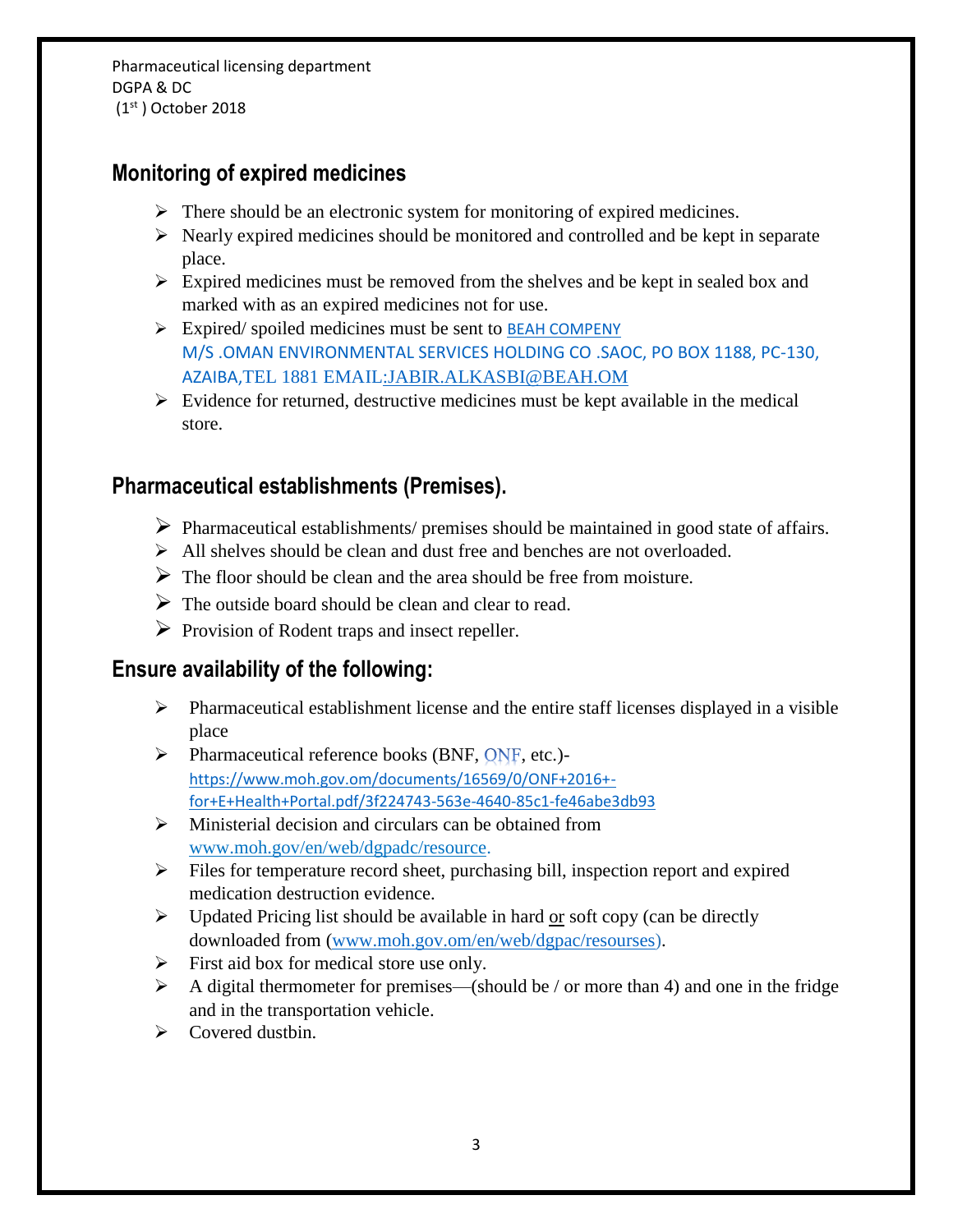Pharmaceutical licensing department
DGPA & DC
(1st ) October 2018

## Monitoring of expired medicines

- There should be an electronic system for monitoring of expired medicines.
- Nearly expired medicines should be monitored and controlled and be kept in separate place.
- Expired medicines must be removed from the shelves and be kept in sealed box and marked with as an expired medicines not for use.
- Expired/ spoiled medicines must be sent to BEAH COMPENY M/S .OMAN ENVIRONMENTAL SERVICES HOLDING CO .SAOC, PO BOX 1188, PC-130, AZAIBA,TEL 1881 EMAIL:JABIR.ALKASBI@BEAH.OM
- Evidence for returned, destructive medicines must be kept available in the medical store.

## Pharmaceutical establishments (Premises).

- Pharmaceutical establishments/ premises should be maintained in good state of affairs.
- All shelves should be clean and dust free and benches are not overloaded.
- The floor should be clean and the area should be free from moisture.
- The outside board should be clean and clear to read.
- Provision of Rodent traps and insect repeller.

## Ensure availability of the following:

- Pharmaceutical establishment license and the entire staff licenses displayed in a visible place
- Pharmaceutical reference books (BNF, ONF, etc.)- https://www.moh.gov.om/documents/16569/0/ONF+2016+-for+E+Health+Portal.pdf/3f224743-563e-4640-85c1-fe46abe3db93
- Ministerial decision and circulars can be obtained from www.moh.gov/en/web/dgpadc/resource.
- Files for temperature record sheet, purchasing bill, inspection report and expired medication destruction evidence.
- Updated Pricing list should be available in hard or soft copy (can be directly downloaded from (www.moh.gov.om/en/web/dgpac/resourses).
- First aid box for medical store use only.
- A digital thermometer for premises—(should be / or more than 4) and one in the fridge and in the transportation vehicle.
- Covered dustbin.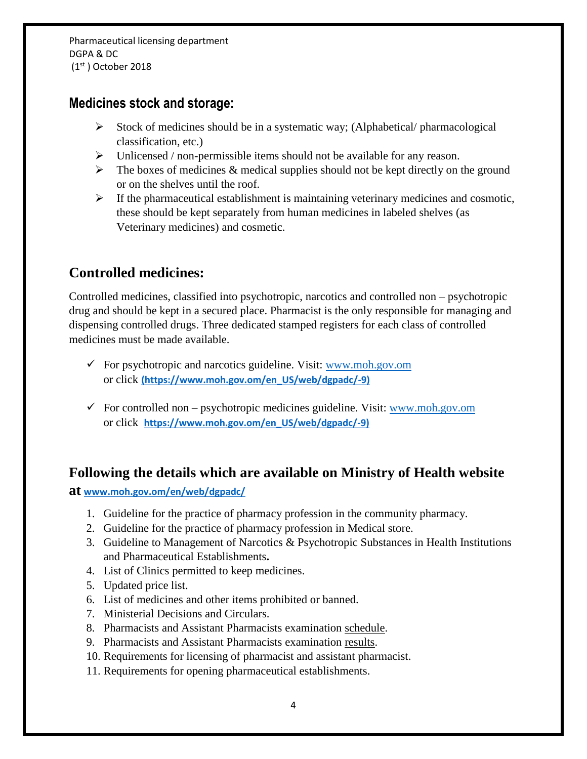## Medicines stock and storage:

- Stock of medicines should be in a systematic way; (Alphabetical/ pharmacological classification, etc.)
- Unlicensed / non-permissible items should not be available for any reason.
- The boxes of medicines & medical supplies should not be kept directly on the ground or on the shelves until the roof.
- If the pharmaceutical establishment is maintaining veterinary medicines and cosmotic, these should be kept separately from human medicines in labeled shelves (as Veterinary medicines) and cosmetic.

## Controlled medicines:

Controlled medicines, classified into psychotropic, narcotics and controlled non – psychotropic drug and should be kept in a secured place. Pharmacist is the only responsible for managing and dispensing controlled drugs. Three dedicated stamped registers for each class of controlled medicines must be made available.

- ✓ For psychotropic and narcotics guideline. Visit: www.moh.gov.om or click **(https://www.moh.gov.om/en_US/web/dgpadc/-9)**
- ✓ For controlled non – psychotropic medicines guideline. Visit: www.moh.gov.om or click **https://www.moh.gov.om/en_US/web/dgpadc/-9)**

## Following the details which are available on Ministry of Health website at **www.moh.gov.om/en/web/dgpadc/**

1. Guideline for the practice of pharmacy profession in the community pharmacy.
2. Guideline for the practice of pharmacy profession in Medical store.
3. Guideline to Management of Narcotics & Psychotropic Substances in Health Institutions and Pharmaceutical Establishments**.**
4. List of Clinics permitted to keep medicines.
5. Updated price list.
6. List of medicines and other items prohibited or banned.
7. Ministerial Decisions and Circulars.
8. Pharmacists and Assistant Pharmacists examination schedule.
9. Pharmacists and Assistant Pharmacists examination results.
10. Requirements for licensing of pharmacist and assistant pharmacist.
11. Requirements for opening pharmaceutical establishments.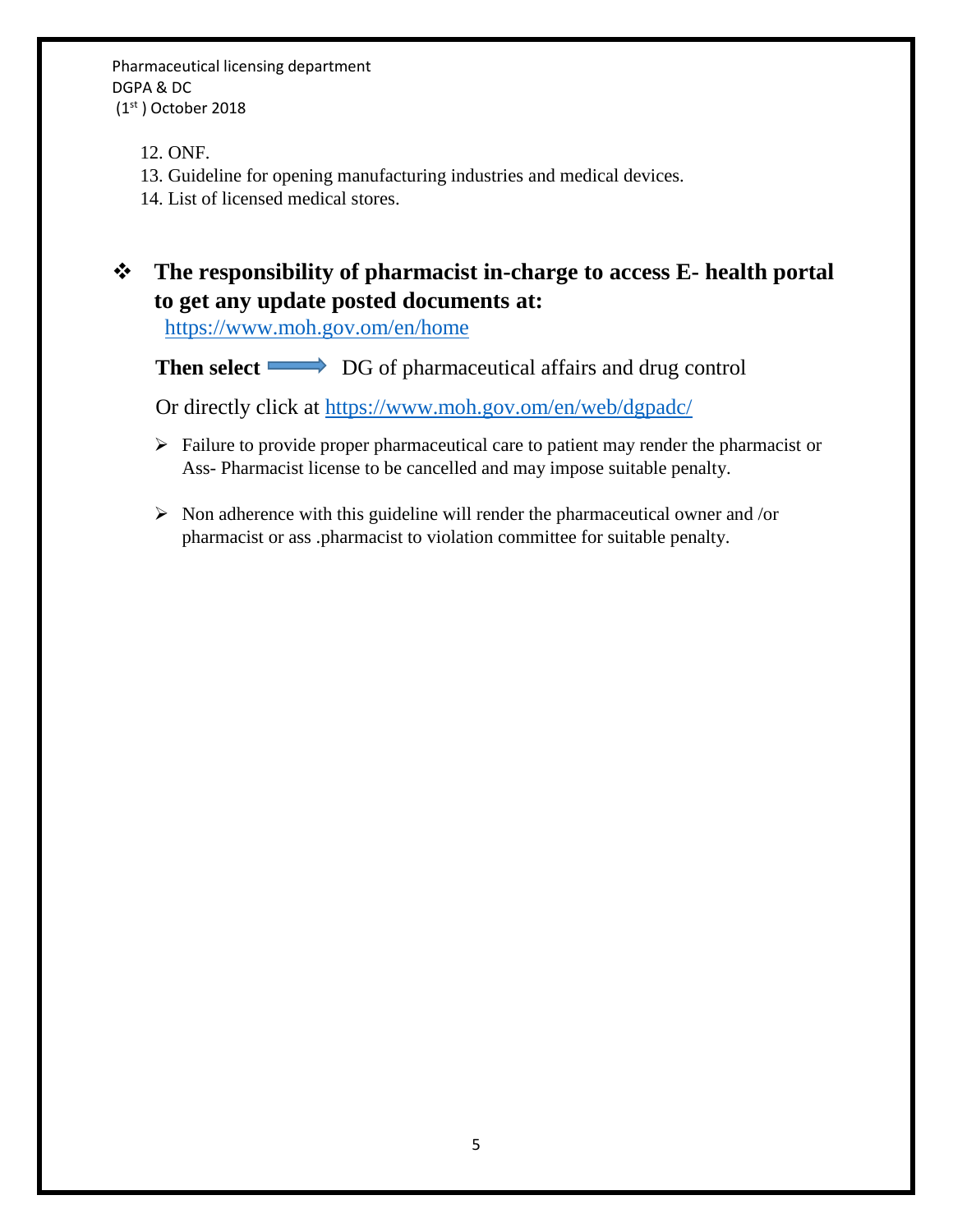12. ONF.
13. Guideline for opening manufacturing industries and medical devices.
14. List of licensed medical stores.

- **The responsibility of pharmacist in-charge to access E- health portal to get any update posted documents at:**
  https://www.moh.gov.om/en/home

  **Then select** → DG of pharmaceutical affairs and drug control

  Or directly click at https://www.moh.gov.om/en/web/dgpadc/

  - Failure to provide proper pharmaceutical care to patient may render the pharmacist or Ass- Pharmacist license to be cancelled and may impose suitable penalty.
  - Non adherence with this guideline will render the pharmaceutical owner and /or pharmacist or ass .pharmacist to violation committee for suitable penalty.